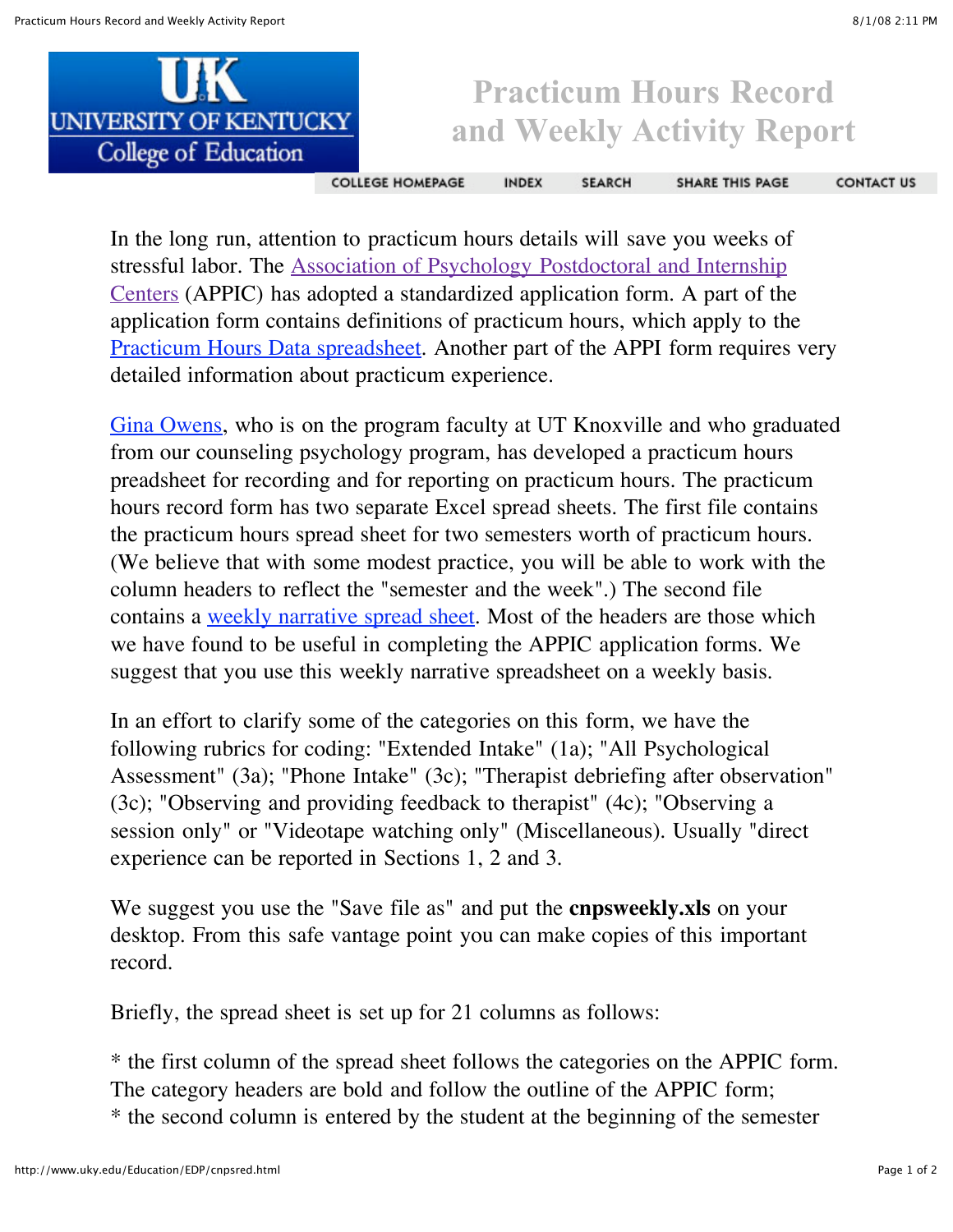# Practicum Hours Record and Weekly Activity Report

COLLEGE HOMEPAGE INDEX SEARCH SHARE THIS PAGE CONTACT US

In the long run, attention to practicum hours details will save you weeks of stressful labor. The Association of Psychology Postdoctoral and Internship Centers (APPIC) has adopted a standardized application form. A part of the application form contains definitions of practicum hours, which apply to the Practicum Hours Data spreadsheet. Another part of the APPI form requires very detailed information about practicum experience.

Gina Owens, who is on the program faculty at UT Knoxville and who graduated from our counseling psychology program, has developed a practicum hours preadsheet for recording and for reporting on practicum hours. The practicum hours record form has two separate Excel spread sheets. The first file contains the practicum hours spread sheet for two semesters worth of practicum hours. (We believe that with some modest practice, you will be able to work with the column headers to reflect the "semester and the week".) The second file contains a weekly narrative spread sheet. Most of the headers are those which we have found to be useful in completing the APPIC application forms. We suggest that you use this weekly narrative spreadsheet on a weekly basis.

In an effort to clarify some of the categories on this form, we have the following rubrics for coding: "Extended Intake" (1a); "All Psychological Assessment" (3a); "Phone Intake" (3c); "Therapist debriefing after observation" (3c); "Observing and providing feedback to therapist" (4c); "Observing a session only" or "Videotape watching only" (Miscellaneous). Usually "direct experience can be reported in Sections 1, 2 and 3.

We suggest you use the "Save file as" and put the **cnpsweekly.xls** on your desktop. From this safe vantage point you can make copies of this important record.

Briefly, the spread sheet is set up for 21 columns as follows:

* the first column of the spread sheet follows the categories on the APPIC form. The category headers are bold and follow the outline of the APPIC form;
* the second column is entered by the student at the beginning of the semester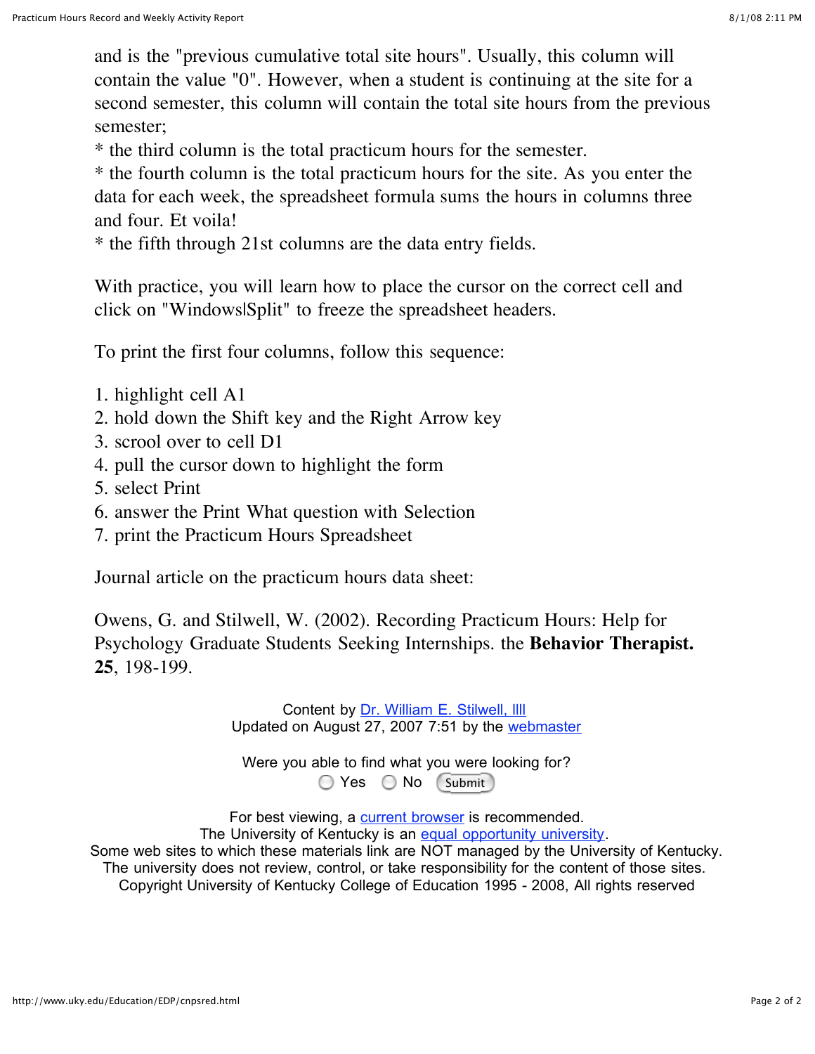and is the "previous cumulative total site hours". Usually, this column will contain the value "0". However, when a student is continuing at the site for a second semester, this column will contain the total site hours from the previous semester;
* the third column is the total practicum hours for the semester.
* the fourth column is the total practicum hours for the site. As you enter the data for each week, the spreadsheet formula sums the hours in columns three and four. Et voila!
* the fifth through 21st columns are the data entry fields.

With practice, you will learn how to place the cursor on the correct cell and click on "Windows|Split" to freeze the spreadsheet headers.

To print the first four columns, follow this sequence:

1. highlight cell A1
2. hold down the Shift key and the Right Arrow key
3. scrool over to cell D1
4. pull the cursor down to highlight the form
5. select Print
6. answer the Print What question with Selection
7. print the Practicum Hours Spreadsheet

Journal article on the practicum hours data sheet:

Owens, G. and Stilwell, W. (2002). Recording Practicum Hours: Help for Psychology Graduate Students Seeking Internships. the **Behavior Therapist. 25**, 198-199.

Content by Dr. William E. Stilwell, llll
Updated on August 27, 2007 7:51 by the webmaster

Were you able to find what you were looking for?
Yes No Submit

For best viewing, a current browser is recommended.
The University of Kentucky is an equal opportunity university.
Some web sites to which these materials link are NOT managed by the University of Kentucky.
The university does not review, control, or take responsibility for the content of those sites.
Copyright University of Kentucky College of Education 1995 - 2008, All rights reserved